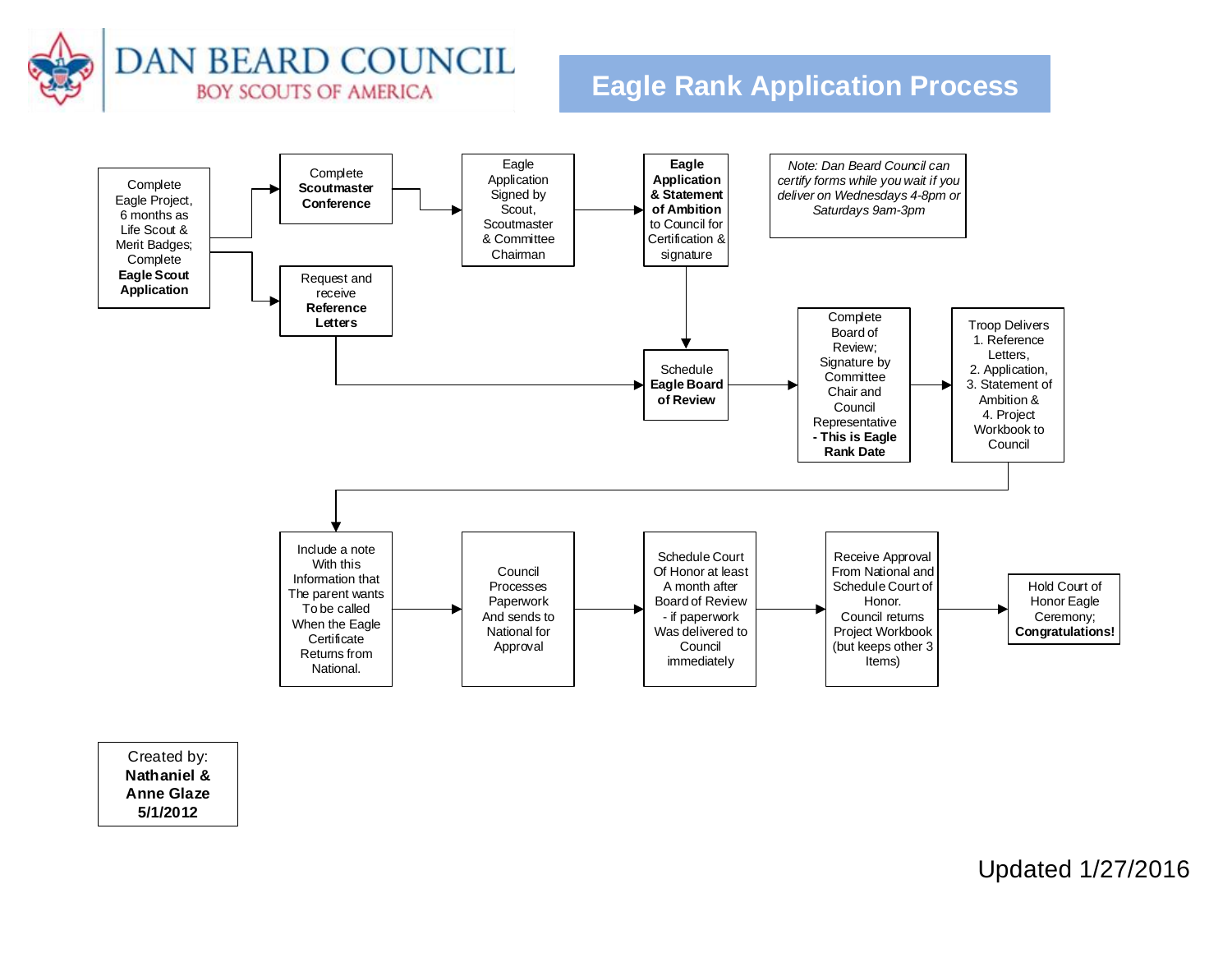DAN BEARD COUNCIL
BOY SCOUTS OF AMERICA

# Eagle Rank Application Process

- Complete Eagle Project, 6 months as Life Scout & Merit Badges; Complete **Eagle Scout Application**
  - → Complete **Scoutmaster Conference**
    - → Eagle Application Signed by Scout, Scoutmaster & Committee Chairman
    - → **Eagle Application & Statement of Ambition** to Council for Certification & signature
    - → Schedule **Eagle Board of Review**
  - → Request and receive **Reference Letters**
    - → Schedule **Eagle Board of Review**
- Schedule **Eagle Board of Review**
  - → Complete Board of Review; Signature by Committee Chair and Council Representative **- This is Eagle Rank Date**
  - → Troop Delivers 1. Reference Letters, 2. Application, 3. Statement of Ambition & 4. Project Workbook to Council
  - → Include a note With this Information that The parent wants To be called When the Eagle Certificate Returns from National.
  - → Council Processes Paperwork And sends to National for Approval
  - → Schedule Court Of Honor at least A month after Board of Review - if paperwork Was delivered to Council immediately
  - → Receive Approval From National and Schedule Court of Honor. Council returns Project Workbook (but keeps other 3 Items)
  - → Hold Court of Honor Eagle Ceremony; **Congratulations!**

*Note: Dan Beard Council can certify forms while you wait if you deliver on Wednesdays 4-8pm or Saturdays 9am-3pm*

Created by:
**Nathaniel & Anne Glaze**
**5/1/2012**

Updated 1/27/2016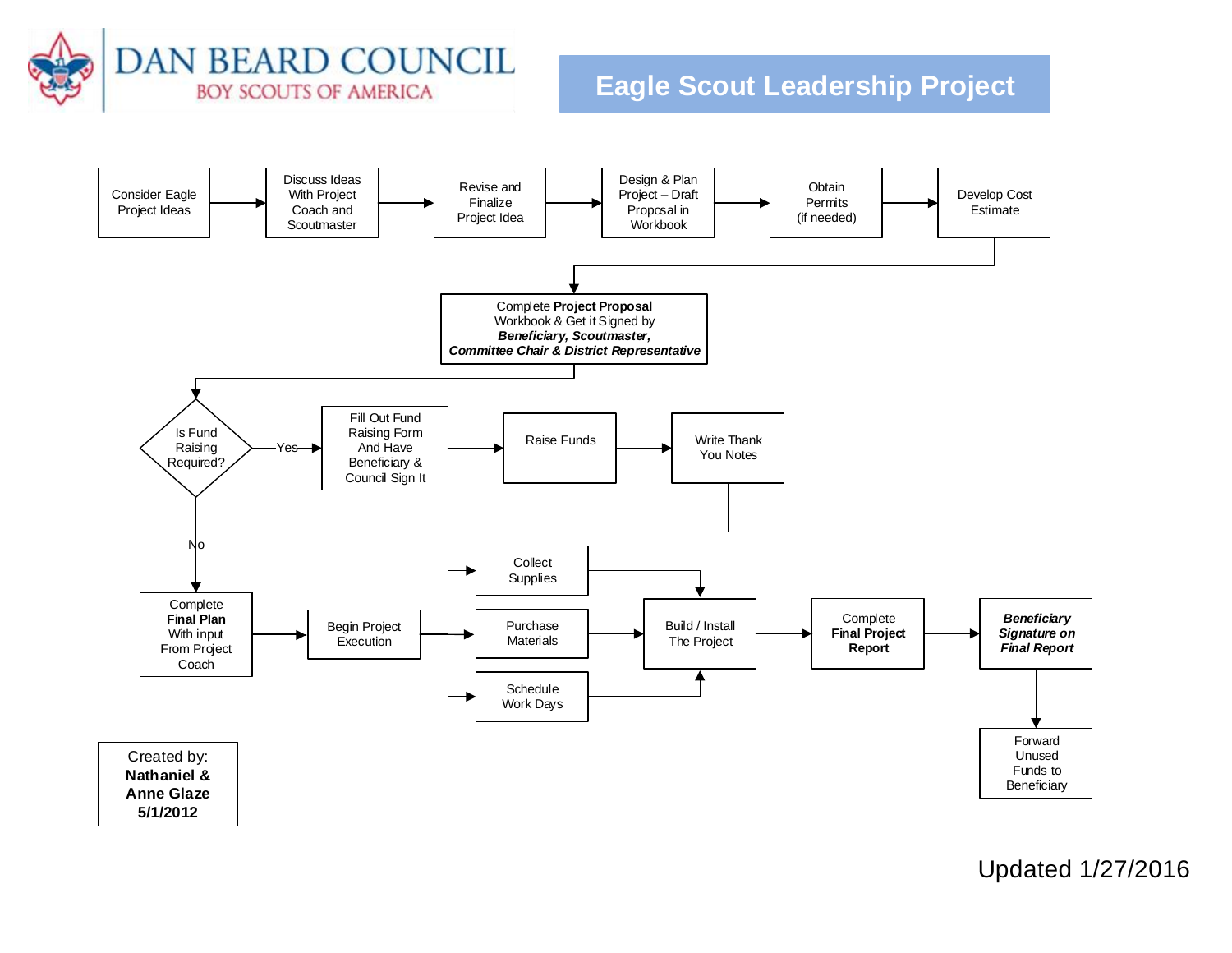DAN BEARD COUNCIL
BOY SCOUTS OF AMERICA

# Eagle Scout Leadership Project

Consider Eagle Project Ideas

Discuss Ideas With Project Coach and Scoutmaster

Revise and Finalize Project Idea

Design & Plan Project – Draft Proposal in Workbook

Obtain Permits (if needed)

Develop Cost Estimate

Complete **Project Proposal** Workbook & Get it Signed by ***Beneficiary, Scoutmaster, Committee Chair & District Representative***

Is Fund Raising Required?

Yes

Fill Out Fund Raising Form And Have Beneficiary & Council Sign It

Raise Funds

Write Thank You Notes

No

Complete **Final Plan** With input From Project Coach

Begin Project Execution

Collect Supplies

Purchase Materials

Schedule Work Days

Build / Install The Project

Complete **Final Project Report**

***Beneficiary Signature on Final Report***

Forward Unused Funds to Beneficiary

Created by:
**Nathaniel & Anne Glaze**
**5/1/2012**

Updated 1/27/2016